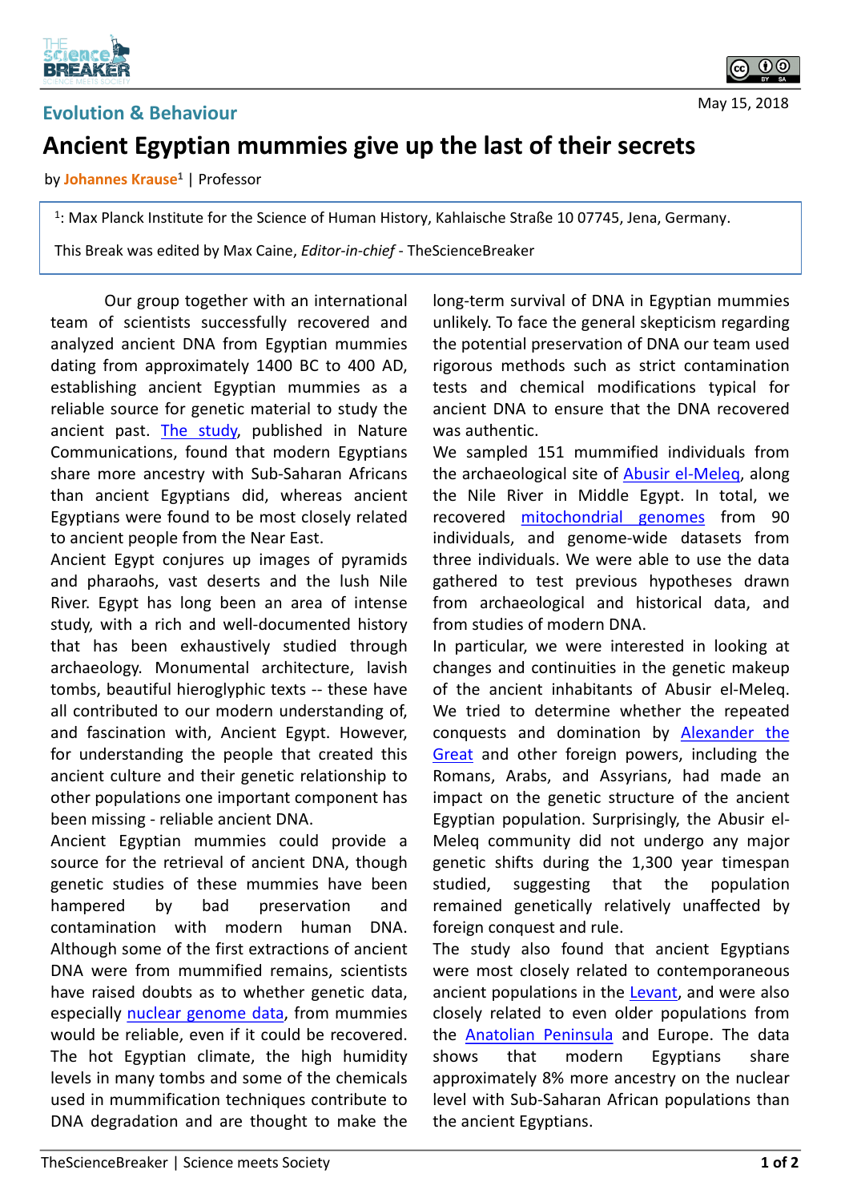Evolution & Behaviour

May 15, 2018

# Ancient Egyptian mummies give up the last of their secrets

by **Johannes Krause**[1] | Professor

[1]: Max Planck Institute for the Science of Human History, Kahlaische Straße 10 07745, Jena, Germany.

This Break was edited by Max Caine, *Editor-in-chief* - TheScienceBreaker

Our group together with an international team of scientists successfully recovered and analyzed ancient DNA from Egyptian mummies dating from approximately 1400 BC to 400 AD, establishing ancient Egyptian mummies as a reliable source for genetic material to study the ancient past. The study, published in Nature Communications, found that modern Egyptians share more ancestry with Sub-Saharan Africans than ancient Egyptians did, whereas ancient Egyptians were found to be most closely related to ancient people from the Near East.

Ancient Egypt conjures up images of pyramids and pharaohs, vast deserts and the lush Nile River. Egypt has long been an area of intense study, with a rich and well-documented history that has been exhaustively studied through archaeology. Monumental architecture, lavish tombs, beautiful hieroglyphic texts -- these have all contributed to our modern understanding of, and fascination with, Ancient Egypt. However, for understanding the people that created this ancient culture and their genetic relationship to other populations one important component has been missing - reliable ancient DNA.

Ancient Egyptian mummies could provide a source for the retrieval of ancient DNA, though genetic studies of these mummies have been hampered by bad preservation and contamination with modern human DNA. Although some of the first extractions of ancient DNA were from mummified remains, scientists have raised doubts as to whether genetic data, especially nuclear genome data, from mummies would be reliable, even if it could be recovered. The hot Egyptian climate, the high humidity levels in many tombs and some of the chemicals used in mummification techniques contribute to DNA degradation and are thought to make the long-term survival of DNA in Egyptian mummies unlikely. To face the general skepticism regarding the potential preservation of DNA our team used rigorous methods such as strict contamination tests and chemical modifications typical for ancient DNA to ensure that the DNA recovered was authentic.

We sampled 151 mummified individuals from the archaeological site of Abusir el-Meleq, along the Nile River in Middle Egypt. In total, we recovered mitochondrial genomes from 90 individuals, and genome-wide datasets from three individuals. We were able to use the data gathered to test previous hypotheses drawn from archaeological and historical data, and from studies of modern DNA.

In particular, we were interested in looking at changes and continuities in the genetic makeup of the ancient inhabitants of Abusir el-Meleq. We tried to determine whether the repeated conquests and domination by Alexander the Great and other foreign powers, including the Romans, Arabs, and Assyrians, had made an impact on the genetic structure of the ancient Egyptian population. Surprisingly, the Abusir el-Meleq community did not undergo any major genetic shifts during the 1,300 year timespan studied, suggesting that the population remained genetically relatively unaffected by foreign conquest and rule.

The study also found that ancient Egyptians were most closely related to contemporaneous ancient populations in the Levant, and were also closely related to even older populations from the Anatolian Peninsula and Europe. The data shows that modern Egyptians share approximately 8% more ancestry on the nuclear level with Sub-Saharan African populations than the ancient Egyptians.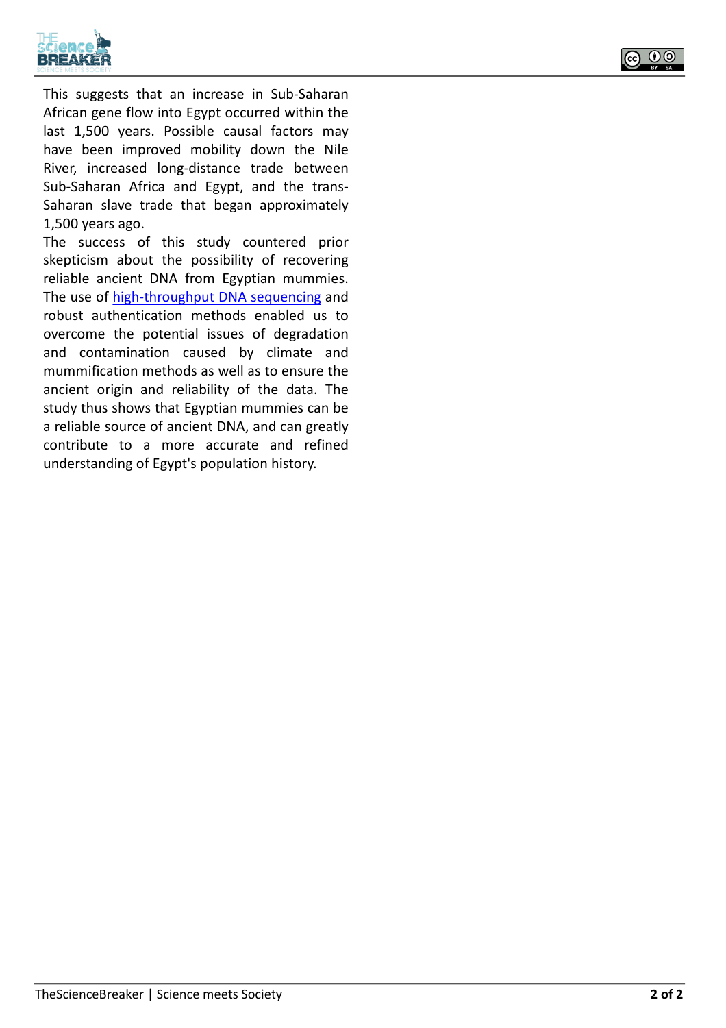This suggests that an increase in Sub-Saharan African gene flow into Egypt occurred within the last 1,500 years. Possible causal factors may have been improved mobility down the Nile River, increased long-distance trade between Sub-Saharan Africa and Egypt, and the trans-Saharan slave trade that began approximately 1,500 years ago.

The success of this study countered prior skepticism about the possibility of recovering reliable ancient DNA from Egyptian mummies. The use of high-throughput DNA sequencing and robust authentication methods enabled us to overcome the potential issues of degradation and contamination caused by climate and mummification methods as well as to ensure the ancient origin and reliability of the data. The study thus shows that Egyptian mummies can be a reliable source of ancient DNA, and can greatly contribute to a more accurate and refined understanding of Egypt's population history.